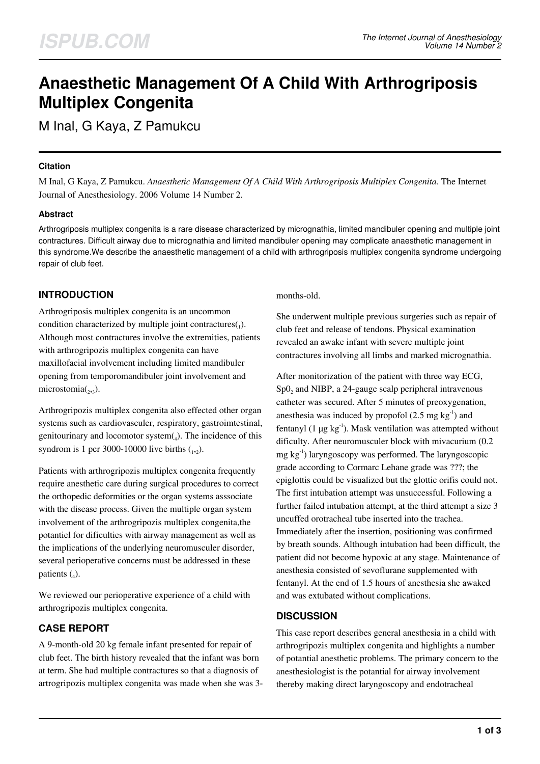# Anaesthetic Management Of A Child With Arthrogriposis Multiplex Congenita

M Inal, G Kaya, Z Pamukcu

### Citation

M Inal, G Kaya, Z Pamukcu. *Anaesthetic Management Of A Child With Arthrogriposis Multiplex Congenita*. The Internet Journal of Anesthesiology. 2006 Volume 14 Number 2.

### Abstract

Arthrogriposis multiplex congenita is a rare disease characterized by micrognathia, limited mandibuler opening and multiple joint contractures. Difficult airway due to micrognathia and limited mandibuler opening may complicate anaesthetic management in this syndrome.We describe the anaesthetic management of a child with arthrogriposis multiplex congenita syndrome undergoing repair of club feet.

## INTRODUCTION

Arthrogriposis multiplex congenita is an uncommon condition characterized by multiple joint contractures([1]). Although most contractures involve the extremities, patients with arthrogripozis multiplex congenita can have maxillofacial involvement including limited mandibuler opening from temporomandibuler joint involvement and microstomia([2,3]).

Arthrogripozis multiplex congenita also effected other organ systems such as cardiovasculer, respiratory, gastroimtestinal, genitourinary and locomotor system([4]). The incidence of this syndrom is 1 per 3000-10000 live births ([1,2]).

Patients with arthrogripozis multiplex congenita frequently require anesthetic care during surgical procedures to correct the orthopedic deformities or the organ systems asssociate with the disease process. Given the multiple organ system involvement of the arthrogripozis multiplex congenita,the potantiel for dificulties with airway management as well as the implications of the underlying neuromusculer disorder, several perioperative concerns must be addressed in these patients ([4]).

We reviewed our perioperative experience of a child with arthrogripozis multiplex congenita.

## CASE REPORT

A 9-month-old 20 kg female infant presented for repair of club feet. The birth history revealed that the infant was born at term. She had multiple contractures so that a diagnosis of artrogripozis multiplex congenita was made when she was 3-months-old.

She underwent multiple previous surgeries such as repair of club feet and release of tendons. Physical examination revealed an awake infant with severe multiple joint contractures involving all limbs and marked micrognathia.

After monitorization of the patient with three way ECG, $Sp0_2$ and NIBP, a 24-gauge scalp peripheral intravenous catheter was secured. After 5 minutes of preoxygenation, anesthesia was induced by propofol (2.5 mg $kg^{-1}$) and fentanyl (1 µg $kg^{-1}$). Mask ventilation was attempted without dificulty. After neuromusculer block with mivacurium (0.2 mg $kg^{-1}$) laryngoscopy was performed. The laryngoscopic grade according to Cormarc Lehane grade was ???; the epiglottis could be visualized but the glottic orifis could not. The first intubation attempt was unsuccessful. Following a further failed intubation attempt, at the third attempt a size 3 uncuffed orotracheal tube inserted into the trachea. Immediately after the insertion, positioning was confirmed by breath sounds. Although intubation had been difficult, the patient did not become hypoxic at any stage. Maintenance of anesthesia consisted of sevoflurane supplemented with fentanyl. At the end of 1.5 hours of anesthesia she awaked and was extubated without complications.

## DISCUSSION

This case report describes general anesthesia in a child with arthrogripozis multiplex congenita and highlights a number of potantial anesthetic problems. The primary concern to the anesthesiologist is the potantial for airway involvement thereby making direct laryngoscopy and endotracheal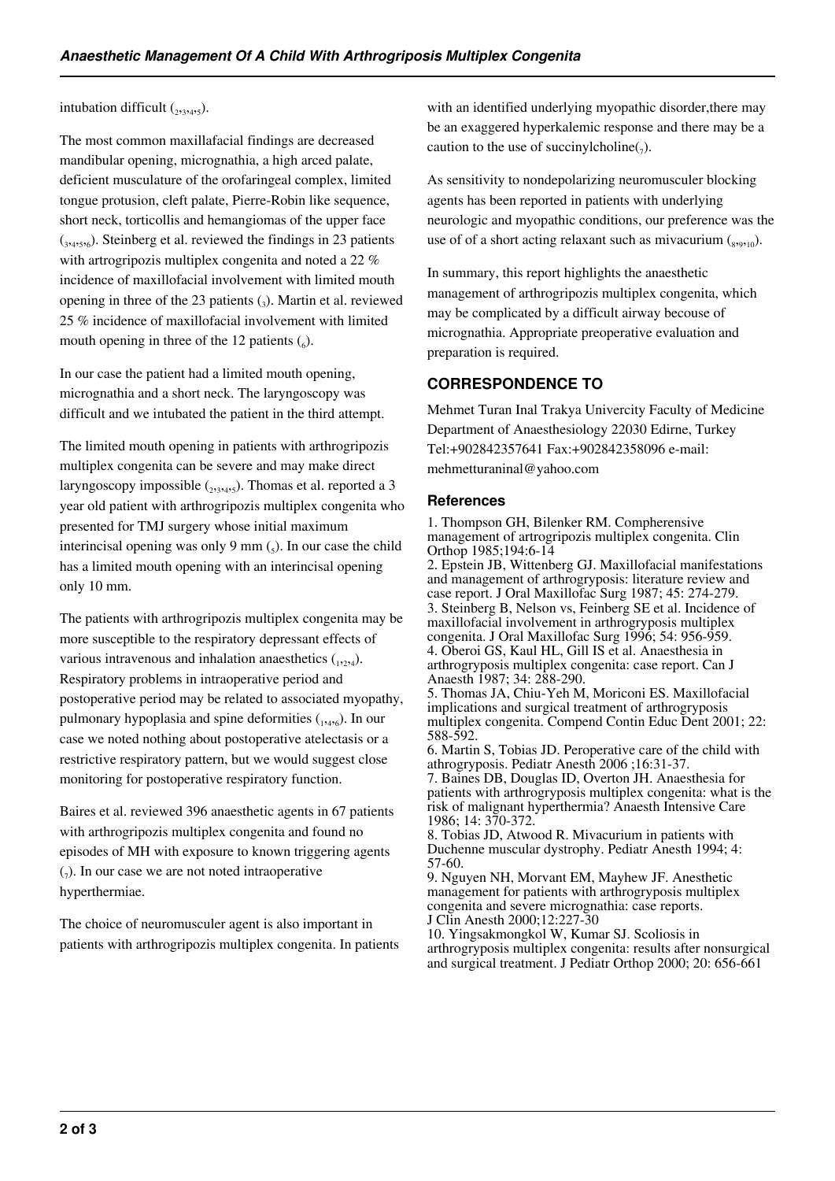intubation difficult (2,3,4,5).

The most common maxillafacial findings are decreased mandibular opening, micrognathia, a high arced palate, deficient musculature of the orofaringeal complex, limited tongue protusion, cleft palate, Pierre-Robin like sequence, short neck, torticollis and hemangiomas of the upper face (3,4,5,6). Steinberg et al. reviewed the findings in 23 patients with artrogripozis multiplex congenita and noted a 22 % incidence of maxillofacial involvement with limited mouth opening in three of the 23 patients (3). Martin et al. reviewed 25 % incidence of maxillofacial involvement with limited mouth opening in three of the 12 patients (6).

In our case the patient had a limited mouth opening, micrognathia and a short neck. The laryngoscopy was difficult and we intubated the patient in the third attempt.

The limited mouth opening in patients with arthrogripozis multiplex congenita can be severe and may make direct laryngoscopy impossible (2,3,4,5). Thomas et al. reported a 3 year old patient with arthrogripozis multiplex congenita who presented for TMJ surgery whose initial maximum interincisal opening was only 9 mm (5). In our case the child has a limited mouth opening with an interincisal opening only 10 mm.

The patients with arthrogripozis multiplex congenita may be more susceptible to the respiratory depressant effects of various intravenous and inhalation anaesthetics (1,2,4). Respiratory problems in intraoperative period and postoperative period may be related to associated myopathy, pulmonary hypoplasia and spine deformities (1,4,6). In our case we noted nothing about postoperative atelectasis or a restrictive respiratory pattern, but we would suggest close monitoring for postoperative respiratory function.

Baires et al. reviewed 396 anaesthetic agents in 67 patients with arthrogripozis multiplex congenita and found no episodes of MH with exposure to known triggering agents (7). In our case we are not noted intraoperative hyperthermiae.

The choice of neuromusculer agent is also important in patients with arthrogripozis multiplex congenita. In patients with an identified underlying myopathic disorder,there may be an exaggered hyperkalemic response and there may be a caution to the use of succinylcholine(7).

As sensitivity to nondepolarizing neuromusculer blocking agents has been reported in patients with underlying neurologic and myopathic conditions, our preference was the use of of a short acting relaxant such as mivacurium (8,9,10).

In summary, this report highlights the anaesthetic management of arthrogripozis multiplex congenita, which may be complicated by a difficult airway becouse of micrognathia. Appropriate preoperative evaluation and preparation is required.

## CORRESPONDENCE TO

Mehmet Turan Inal Trakya Univercity Faculty of Medicine Department of Anaesthesiology 22030 Edirne, Turkey Tel:+902842357641 Fax:+902842358096 e-mail: mehmetturaninal@yahoo.com

### References

1. Thompson GH, Bilenker RM. Compherensive management of artrogripozis multiplex congenita. Clin Orthop 1985;194:6-14
2. Epstein JB, Wittenberg GJ. Maxillofacial manifestations and management of arthrogryposis: literature review and case report. J Oral Maxillofac Surg 1987; 45: 274-279.
3. Steinberg B, Nelson vs, Feinberg SE et al. Incidence of maxillofacial involvement in arthrogryposis multiplex congenita. J Oral Maxillofac Surg 1996; 54: 956-959.
4. Oberoi GS, Kaul HL, Gill IS et al. Anaesthesia in arthrogryposis multiplex congenita: case report. Can J Anaesth 1987; 34: 288-290.
5. Thomas JA, Chiu-Yeh M, Moriconi ES. Maxillofacial implications and surgical treatment of arthrogryposis multiplex congenita. Compend Contin Educ Dent 2001; 22: 588-592.
6. Martin S, Tobias JD. Peroperative care of the child with athrogryposis. Pediatr Anesth 2006 ;16:31-37.
7. Baines DB, Douglas ID, Overton JH. Anaesthesia for patients with arthrogryposis multiplex congenita: what is the risk of malignant hyperthermia? Anaesth Intensive Care 1986; 14: 370-372.
8. Tobias JD, Atwood R. Mivacurium in patients with Duchenne muscular dystrophy. Pediatr Anesth 1994; 4: 57-60.
9. Nguyen NH, Morvant EM, Mayhew JF. Anesthetic management for patients with arthrogryposis multiplex congenita and severe micrognathia: case reports. J Clin Anesth 2000;12:227-30
10. Yingsakmongkol W, Kumar SJ. Scoliosis in arthrogryposis multiplex congenita: results after nonsurgical and surgical treatment. J Pediatr Orthop 2000; 20: 656-661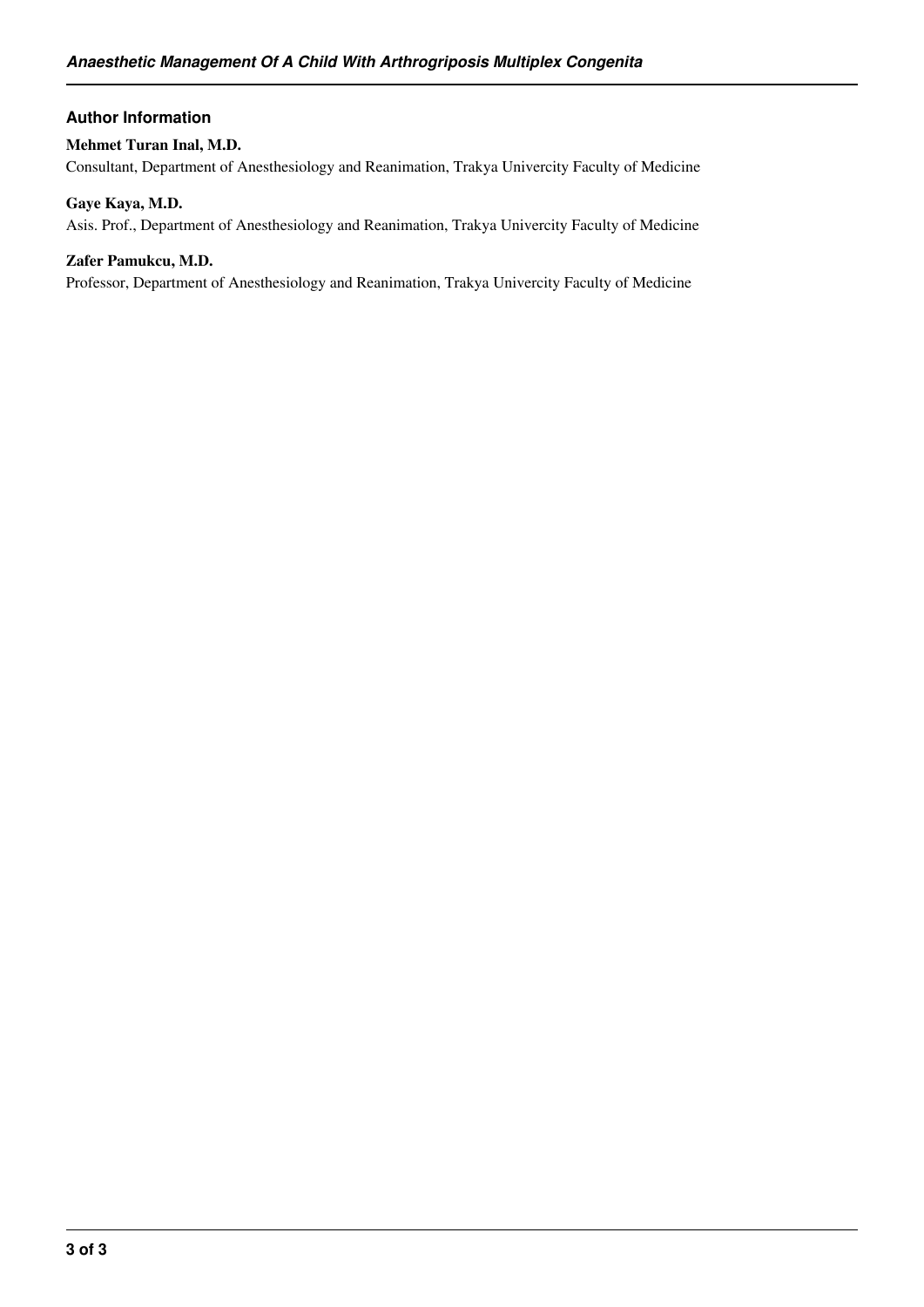## Author Information

**Mehmet Turan Inal, M.D.**
Consultant, Department of Anesthesiology and Reanimation, Trakya Univercity Faculty of Medicine

**Gaye Kaya, M.D.**
Asis. Prof., Department of Anesthesiology and Reanimation, Trakya Univercity Faculty of Medicine

**Zafer Pamukcu, M.D.**
Professor, Department of Anesthesiology and Reanimation, Trakya Univercity Faculty of Medicine